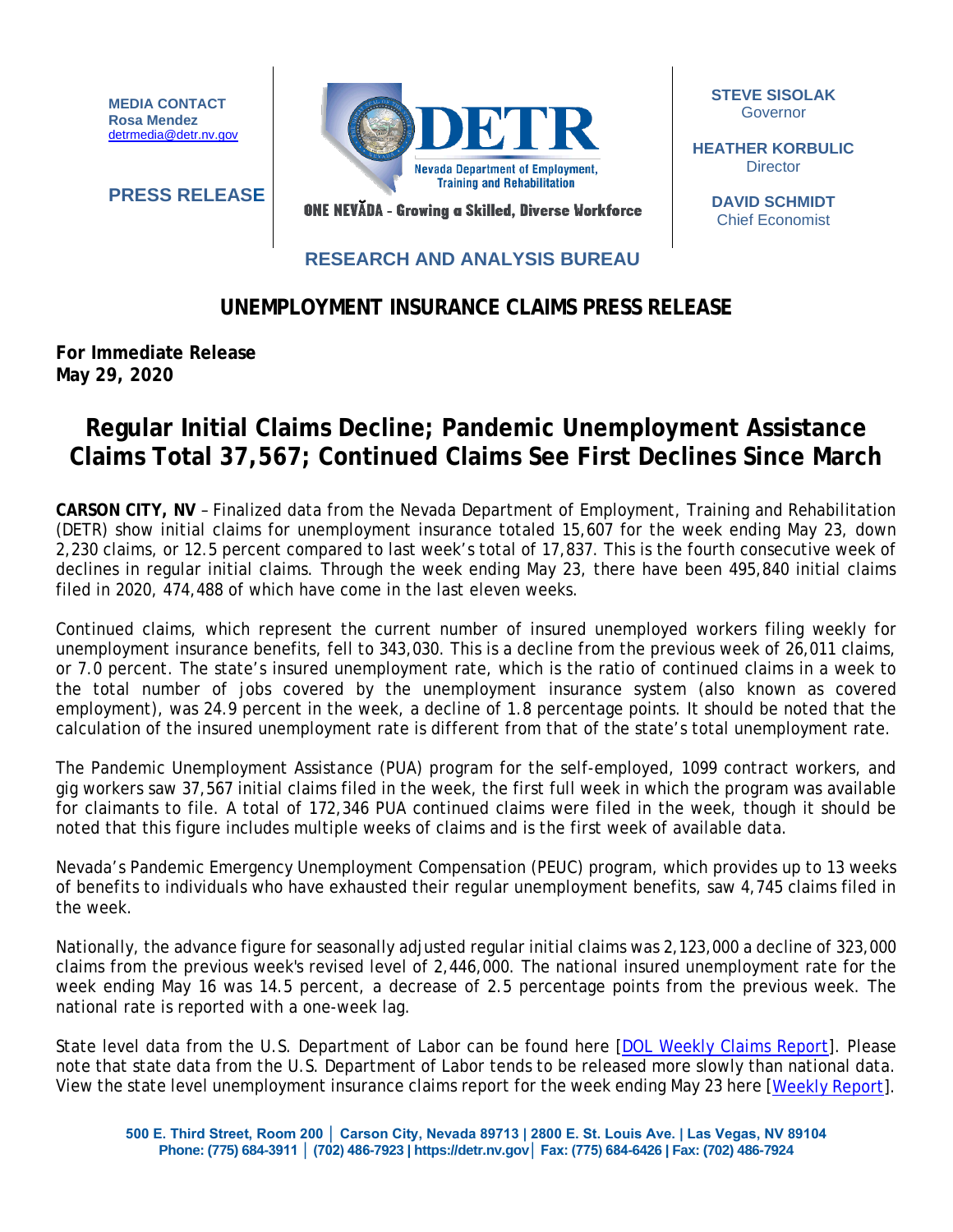**MEDIA CONTACT**
**Rosa Mendez**
detrmedia@detr.nv.gov

**PRESS RELEASE**

**DETR**
Nevada Department of Employment, Training and Rehabilitation

ONE NEVĂDA - Growing a Skilled, Diverse Workforce

**STEVE SISOLAK**
Governor

**HEATHER KORBULIC**
Director

**DAVID SCHMIDT**
Chief Economist

**RESEARCH AND ANALYSIS BUREAU**

## UNEMPLOYMENT INSURANCE CLAIMS PRESS RELEASE

**For Immediate Release**
**May 29, 2020**

# Regular Initial Claims Decline; Pandemic Unemployment Assistance Claims Total 37,567; Continued Claims See First Declines Since March

**CARSON CITY, NV** – Finalized data from the Nevada Department of Employment, Training and Rehabilitation (DETR) show initial claims for unemployment insurance totaled 15,607 for the week ending May 23, down 2,230 claims, or 12.5 percent compared to last week's total of 17,837. This is the fourth consecutive week of declines in regular initial claims. Through the week ending May 23, there have been 495,840 initial claims filed in 2020, 474,488 of which have come in the last eleven weeks.

Continued claims, which represent the current number of insured unemployed workers filing weekly for unemployment insurance benefits, fell to 343,030. This is a decline from the previous week of 26,011 claims, or 7.0 percent. The state's insured unemployment rate, which is the ratio of continued claims in a week to the total number of jobs covered by the unemployment insurance system (also known as covered employment), was 24.9 percent in the week, a decline of 1.8 percentage points. It should be noted that the calculation of the insured unemployment rate is different from that of the state's total unemployment rate.

The Pandemic Unemployment Assistance (PUA) program for the self-employed, 1099 contract workers, and gig workers saw 37,567 initial claims filed in the week, the first full week in which the program was available for claimants to file. A total of 172,346 PUA continued claims were filed in the week, though it should be noted that this figure includes multiple weeks of claims and is the first week of available data.

Nevada's Pandemic Emergency Unemployment Compensation (PEUC) program, which provides up to 13 weeks of benefits to individuals who have exhausted their regular unemployment benefits, saw 4,745 claims filed in the week.

Nationally, the advance figure for seasonally adjusted regular initial claims was 2,123,000 a decline of 323,000 claims from the previous week's revised level of 2,446,000. The national insured unemployment rate for the week ending May 16 was 14.5 percent, a decrease of 2.5 percentage points from the previous week. The national rate is reported with a one-week lag.

State level data from the U.S. Department of Labor can be found here [DOL Weekly Claims Report]. Please note that state data from the U.S. Department of Labor tends to be released more slowly than national data. View the state level unemployment insurance claims report for the week ending May 23 here [Weekly Report].

500 E. Third Street, Room 200 │ Carson City, Nevada 89713 | 2800 E. St. Louis Ave. | Las Vegas, NV 89104
Phone: (775) 684-3911 │ (702) 486-7923 | https://detr.nv.gov│ Fax: (775) 684-6426 | Fax: (702) 486-7924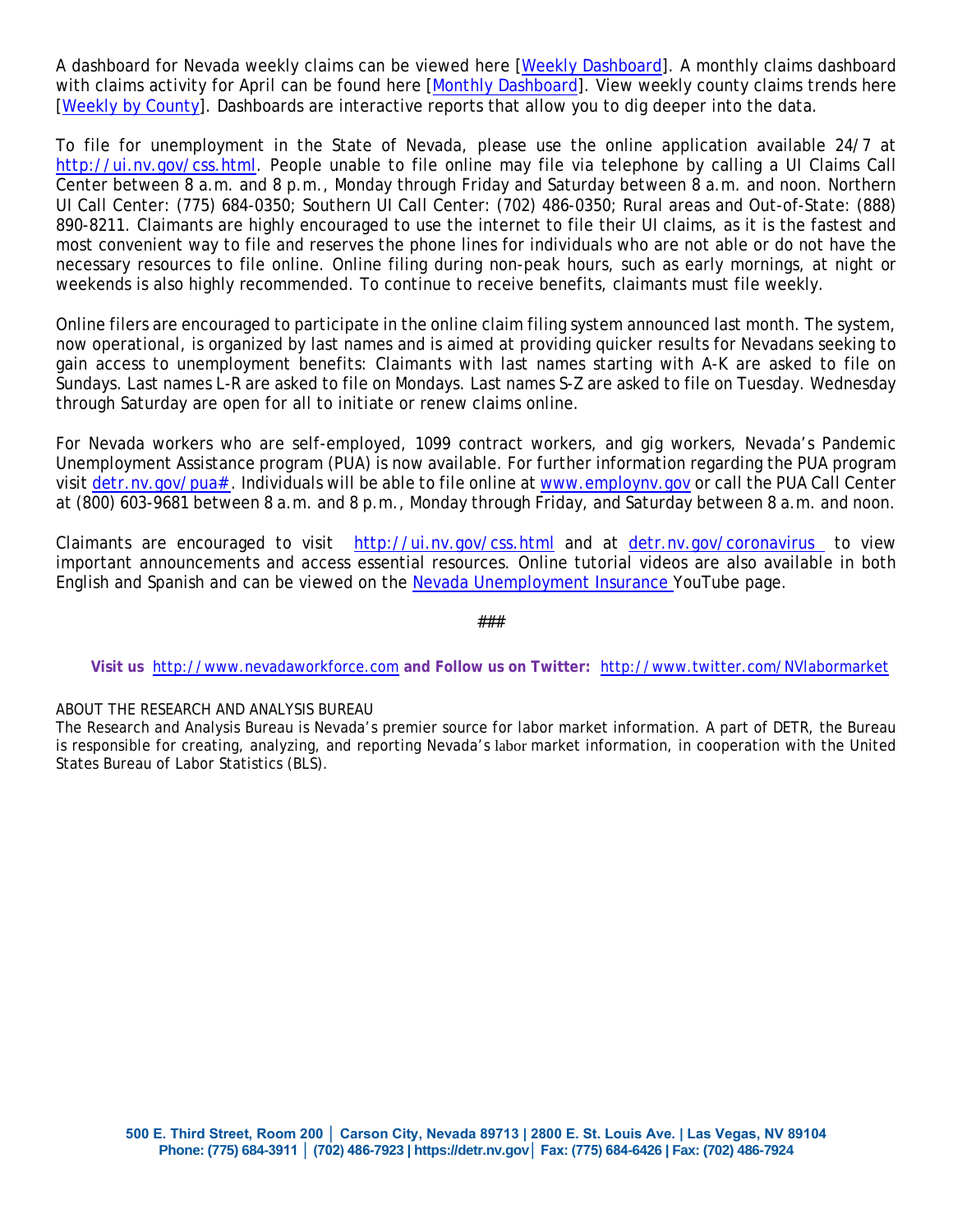A dashboard for Nevada weekly claims can be viewed here [Weekly Dashboard]. A monthly claims dashboard with claims activity for April can be found here [Monthly Dashboard]. View weekly county claims trends here [Weekly by County]. Dashboards are interactive reports that allow you to dig deeper into the data.

To file for unemployment in the State of Nevada, please use the online application available 24/7 at http://ui.nv.gov/css.html. People unable to file online may file via telephone by calling a UI Claims Call Center between 8 a.m. and 8 p.m., Monday through Friday and Saturday between 8 a.m. and noon. Northern UI Call Center: (775) 684-0350; Southern UI Call Center: (702) 486-0350; Rural areas and Out-of-State: (888) 890-8211. Claimants are highly encouraged to use the internet to file their UI claims, as it is the fastest and most convenient way to file and reserves the phone lines for individuals who are not able or do not have the necessary resources to file online. Online filing during non-peak hours, such as early mornings, at night or weekends is also highly recommended. To continue to receive benefits, claimants must file weekly.

Online filers are encouraged to participate in the online claim filing system announced last month. The system, now operational, is organized by last names and is aimed at providing quicker results for Nevadans seeking to gain access to unemployment benefits: Claimants with last names starting with A-K are asked to file on Sundays. Last names L-R are asked to file on Mondays. Last names S-Z are asked to file on Tuesday. Wednesday through Saturday are open for all to initiate or renew claims online.

For Nevada workers who are self-employed, 1099 contract workers, and gig workers, Nevada's Pandemic Unemployment Assistance program (PUA) is now available. For further information regarding the PUA program visit detr.nv.gov/pua#. Individuals will be able to file online at www.employnv.gov or call the PUA Call Center at (800) 603-9681 between 8 a.m. and 8 p.m., Monday through Friday, and Saturday between 8 a.m. and noon.

Claimants are encouraged to visit http://ui.nv.gov/css.html and at detr.nv.gov/coronavirus to view important announcements and access essential resources. Online tutorial videos are also available in both English and Spanish and can be viewed on the Nevada Unemployment Insurance YouTube page.

###

**Visit us** http://www.nevadaworkforce.com **and Follow us on Twitter:** http://www.twitter.com/NVlabormarket

ABOUT THE RESEARCH AND ANALYSIS BUREAU

The Research and Analysis Bureau is Nevada's premier source for labor market information. A part of DETR, the Bureau is responsible for creating, analyzing, and reporting Nevada's labor market information, in cooperation with the United States Bureau of Labor Statistics (BLS).

**500 E. Third Street, Room 200 │ Carson City, Nevada 89713 | 2800 E. St. Louis Ave. | Las Vegas, NV 89104**
**Phone: (775) 684-3911 │ (702) 486-7923 | https://detr.nv.gov│ Fax: (775) 684-6426 | Fax: (702) 486-7924**